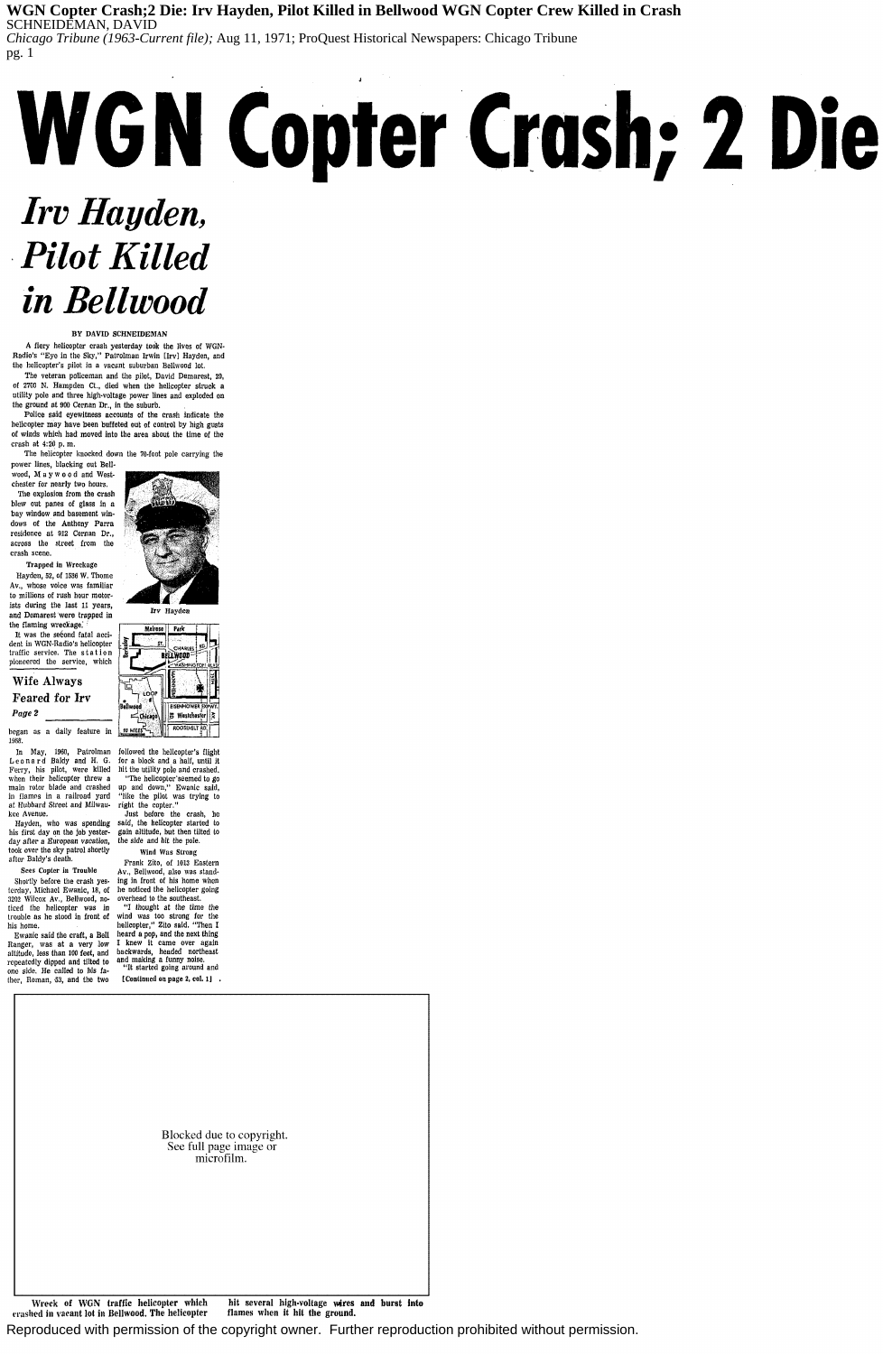# WGN Copter Crash; 2 Die

## *Irv Hayden, Pilot Killed in Bellwood*

BY DAVID SCHNEIDEMAN

A fiery helicopter crash yesterday took the lives of WGN-Radio's "Eye in the Sky," Patrolman Irwin [Irv] Hayden, and the helicopter's pilot in a vacant suburban Bellwood lot.

The veteran policeman and the pilot, David Demarest, 29, of 2700 N. Hampden Ct., died when the helicopter struck a utility pole and three high-voltage power lines and exploded on the ground at 900 Cernan Dr., in the suburb.

Police said eyewitness accounts of the crash indicate the helicopter may have been buffeted out of control by high gusts of winds which had moved into the area about the time of the crash at 4:20 p. m.

The helicopter knocked down the 70-foot pole carrying the power lines, blacking out Bellwood, Maywood and Westchester for nearly two hours.

The explosion from the crash blew out panes of glass in a bay window and basement windows of the Anthony Parra residence at 912 Cernan Dr., across the street from the crash scene.

**Trapped in Wreckage**

Hayden, 52, of 1536 W. Thome Av., whose voice was familiar to millions of rush hour motorists during the last 11 years, and Demarest were trapped in the flaming wreckage.

Irv Hayden

It was the second fatal accident in WGN-Radio's helicopter traffic service. The station pioneered the service, which began as a daily feature in 1958.

**Wife Always Feared for Irv**
*Page 2*

In May, 1960, Patrolman Leonard Baldy and H. G. Ferry, his pilot, were killed when their helicopter threw a main rotor blade and crashed in flames in a railroad yard at Hubbard Street and Milwaukee Avenue.

Hayden, who was spending his first day on the job yesterday after a European vacation, took over the sky patrol shortly after Baldy's death.

**Sees Copter in Trouble**

Shortly before the crash yesterday, Michael Ewanic, 18, of 3202 Wilcox Av., Bellwood, noticed the helicopter was in trouble as he stood in front of his home.

Ewanic said the craft, a Bell Ranger, was at a very low altitude, less than 100 feet, and repeatedly dipped and tilted to one side. He called to his father, Roman, 53, and the two followed the helicopter's flight for a block and a half, until it hit the utility pole and crashed.

"The helicopter seemed to go up and down," Ewanic said, "like the pilot was trying to right the copter."

Just before the crash, he said, the helicopter started to gain altitude, but then tilted to the side and hit the pole.

**Wind Was Strong**

Frank Zito, of 1013 Eastern Av., Bellwood, also was standing in front of his home when he noticed the helicopter going overhead to the southeast.

"I thought at the time the wind was too strong for the helicopter," Zito said. "Then I heard a pop, and the next thing I knew it came over again backwards, headed northeast and making a funny noise.

"It started going around and [Continued on page 2, col. 1]

Wreck of WGN traffic helicopter which crashed in vacant lot in Bellwood. The helicopter hit several high-voltage wires and burst into flames when it hit the ground.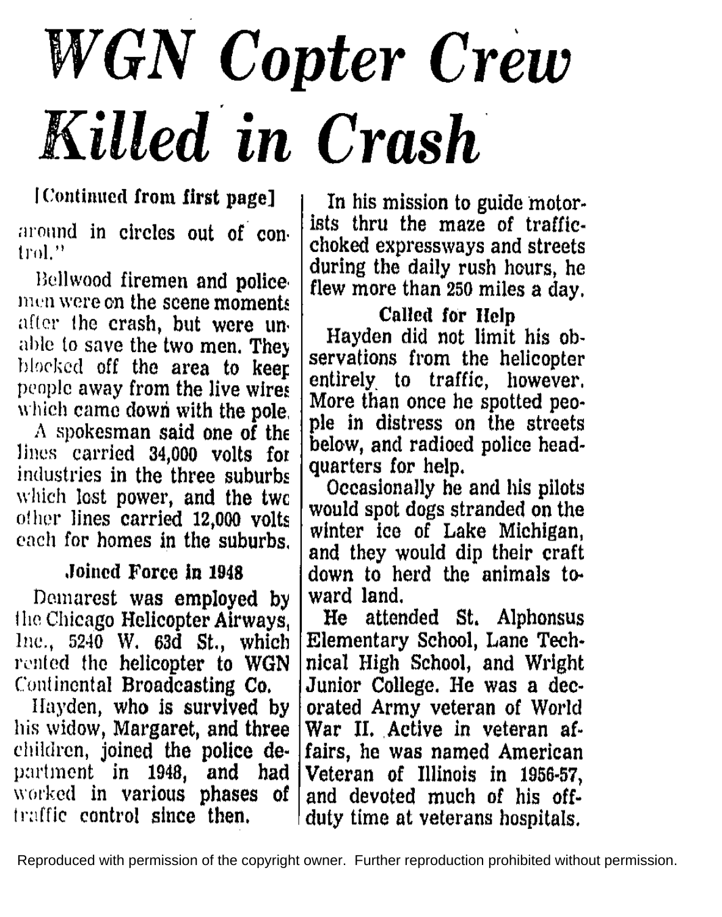# WGN Copter Crew Killed in Crash

[Continued from first page]

around in circles out of control."

Bellwood firemen and policemen were on the scene moments after the crash, but were unable to save the two men. They blocked off the area to keep people away from the live wires which came down with the pole.

A spokesman said one of the lines carried 34,000 volts for industries in the three suburbs which lost power, and the two other lines carried 12,000 volts each for homes in the suburbs.

### Joined Force in 1948

Demarest was employed by the Chicago Helicopter Airways, Inc., 5240 W. 63d St., which rented the helicopter to WGN Continental Broadcasting Co.

Hayden, who is survived by his widow, Margaret, and three children, joined the police department in 1948, and had worked in various phases of traffic control since then.

In his mission to guide motorists thru the maze of traffic-choked expressways and streets during the daily rush hours, he flew more than 250 miles a day.

### Called for Help

Hayden did not limit his observations from the helicopter entirely to traffic, however. More than once he spotted people in distress on the streets below, and radioed police headquarters for help.

Occasionally he and his pilots would spot dogs stranded on the winter ice of Lake Michigan, and they would dip their craft down to herd the animals toward land.

He attended St. Alphonsus Elementary School, Lane Technical High School, and Wright Junior College. He was a decorated Army veteran of World War II. Active in veteran affairs, he was named American Veteran of Illinois in 1956-57, and devoted much of his off-duty time at veterans hospitals.

Reproduced with permission of the copyright owner. Further reproduction prohibited without permission.